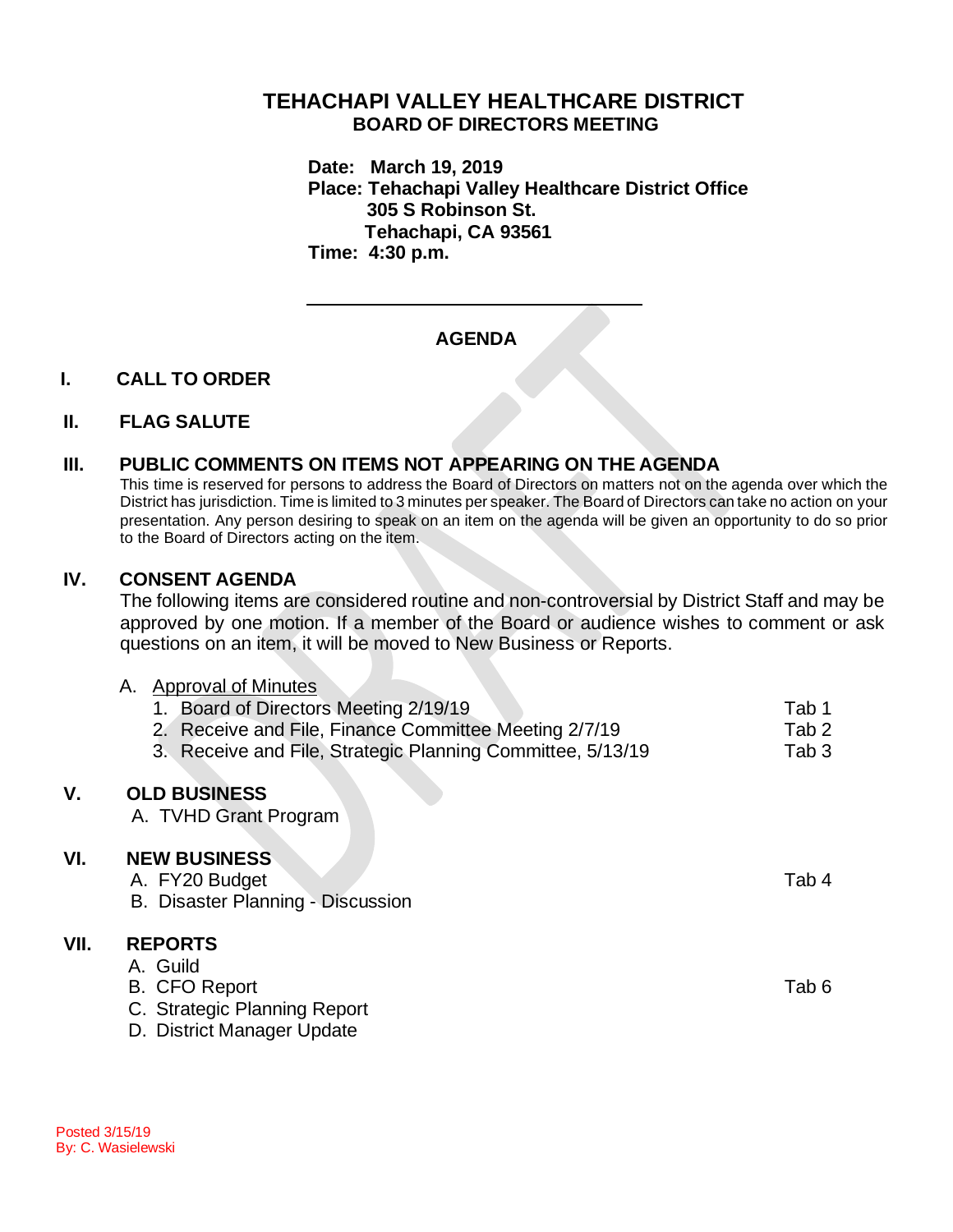# TEHACHAPI VALLEY HEALTHCARE DISTRICT

## BOARD OF DIRECTORS MEETING

**Date: March 19, 2019**
**Place: Tehachapi Valley Healthcare District Office**
**305 S Robinson St.**
**Tehachapi, CA 93561**
**Time: 4:30 p.m.**

---

## AGENDA

### I. CALL TO ORDER

### II. FLAG SALUTE

### III. PUBLIC COMMENTS ON ITEMS NOT APPEARING ON THE AGENDA

This time is reserved for persons to address the Board of Directors on matters not on the agenda over which the District has jurisdiction. Time is limited to 3 minutes per speaker. The Board of Directors can take no action on your presentation. Any person desiring to speak on an item on the agenda will be given an opportunity to do so prior to the Board of Directors acting on the item.

### IV. CONSENT AGENDA

The following items are considered routine and non-controversial by District Staff and may be approved by one motion. If a member of the Board or audience wishes to comment or ask questions on an item, it will be moved to New Business or Reports.

A. Approval of Minutes

| | |
|---|---|
| 1. Board of Directors Meeting 2/19/19 | Tab 1 |
| 2. Receive and File, Finance Committee Meeting 2/7/19 | Tab 2 |
| 3. Receive and File, Strategic Planning Committee, 5/13/19 | Tab 3 |

### V. OLD BUSINESS

A. TVHD Grant Program

### VI. NEW BUSINESS

| | |
|---|---|
| A. FY20 Budget | Tab 4 |
| B. Disaster Planning - Discussion | |

### VII. REPORTS

| | |
|---|---|
| A. Guild | |
| B. CFO Report | Tab 6 |
| C. Strategic Planning Report | |
| D. District Manager Update | |

Posted 3/15/19
By: C. Wasielewski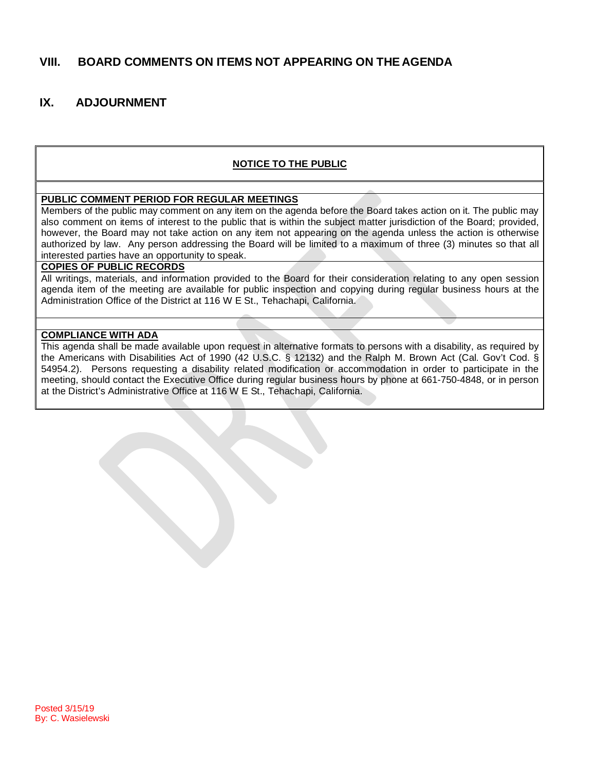## VIII. BOARD COMMENTS ON ITEMS NOT APPEARING ON THE AGENDA

## IX. ADJOURNMENT

**NOTICE TO THE PUBLIC**

**PUBLIC COMMENT PERIOD FOR REGULAR MEETINGS**

Members of the public may comment on any item on the agenda before the Board takes action on it. The public may also comment on items of interest to the public that is within the subject matter jurisdiction of the Board; provided, however, the Board may not take action on any item not appearing on the agenda unless the action is otherwise authorized by law. Any person addressing the Board will be limited to a maximum of three (3) minutes so that all interested parties have an opportunity to speak.

**COPIES OF PUBLIC RECORDS**

All writings, materials, and information provided to the Board for their consideration relating to any open session agenda item of the meeting are available for public inspection and copying during regular business hours at the Administration Office of the District at 116 W E St., Tehachapi, California.

**COMPLIANCE WITH ADA**

This agenda shall be made available upon request in alternative formats to persons with a disability, as required by the Americans with Disabilities Act of 1990 (42 U.S.C. § 12132) and the Ralph M. Brown Act (Cal. Gov't Cod. § 54954.2). Persons requesting a disability related modification or accommodation in order to participate in the meeting, should contact the Executive Office during regular business hours by phone at 661-750-4848, or in person at the District's Administrative Office at 116 W E St., Tehachapi, California.

Posted 3/15/19
By: C. Wasielewski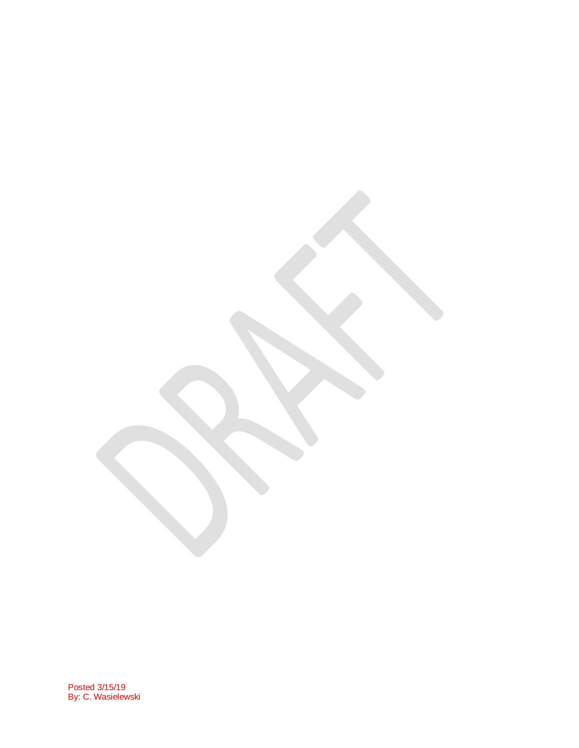DRAFT

Posted 3/15/19
By: C. Wasielewski